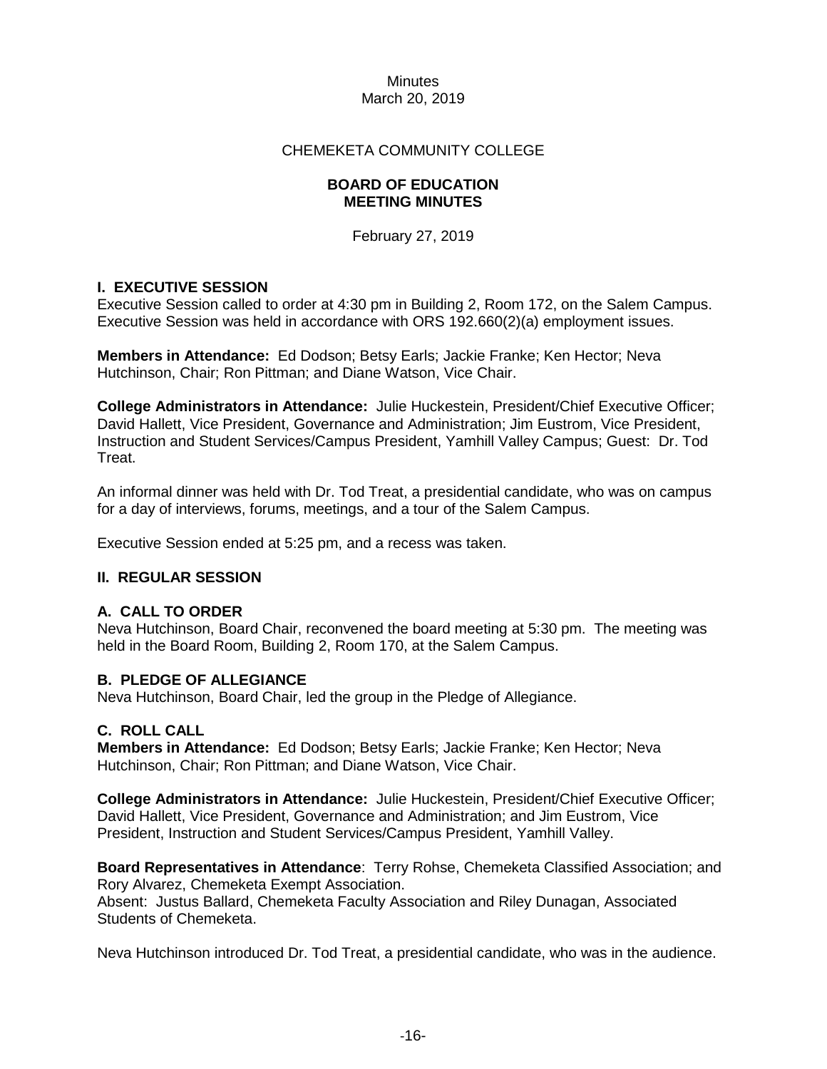Minutes
March 20, 2019

CHEMEKETA COMMUNITY COLLEGE

# BOARD OF EDUCATION MEETING MINUTES

February 27, 2019

## I. EXECUTIVE SESSION

Executive Session called to order at 4:30 pm in Building 2, Room 172, on the Salem Campus. Executive Session was held in accordance with ORS 192.660(2)(a) employment issues.

**Members in Attendance:** Ed Dodson; Betsy Earls; Jackie Franke; Ken Hector; Neva Hutchinson, Chair; Ron Pittman; and Diane Watson, Vice Chair.

**College Administrators in Attendance:** Julie Huckestein, President/Chief Executive Officer; David Hallett, Vice President, Governance and Administration; Jim Eustrom, Vice President, Instruction and Student Services/Campus President, Yamhill Valley Campus; Guest: Dr. Tod Treat.

An informal dinner was held with Dr. Tod Treat, a presidential candidate, who was on campus for a day of interviews, forums, meetings, and a tour of the Salem Campus.

Executive Session ended at 5:25 pm, and a recess was taken.

## II. REGULAR SESSION

### A. CALL TO ORDER

Neva Hutchinson, Board Chair, reconvened the board meeting at 5:30 pm. The meeting was held in the Board Room, Building 2, Room 170, at the Salem Campus.

### B. PLEDGE OF ALLEGIANCE

Neva Hutchinson, Board Chair, led the group in the Pledge of Allegiance.

### C. ROLL CALL

**Members in Attendance:** Ed Dodson; Betsy Earls; Jackie Franke; Ken Hector; Neva Hutchinson, Chair; Ron Pittman; and Diane Watson, Vice Chair.

**College Administrators in Attendance:** Julie Huckestein, President/Chief Executive Officer; David Hallett, Vice President, Governance and Administration; and Jim Eustrom, Vice President, Instruction and Student Services/Campus President, Yamhill Valley.

**Board Representatives in Attendance**: Terry Rohse, Chemeketa Classified Association; and Rory Alvarez, Chemeketa Exempt Association.
Absent: Justus Ballard, Chemeketa Faculty Association and Riley Dunagan, Associated Students of Chemeketa.

Neva Hutchinson introduced Dr. Tod Treat, a presidential candidate, who was in the audience.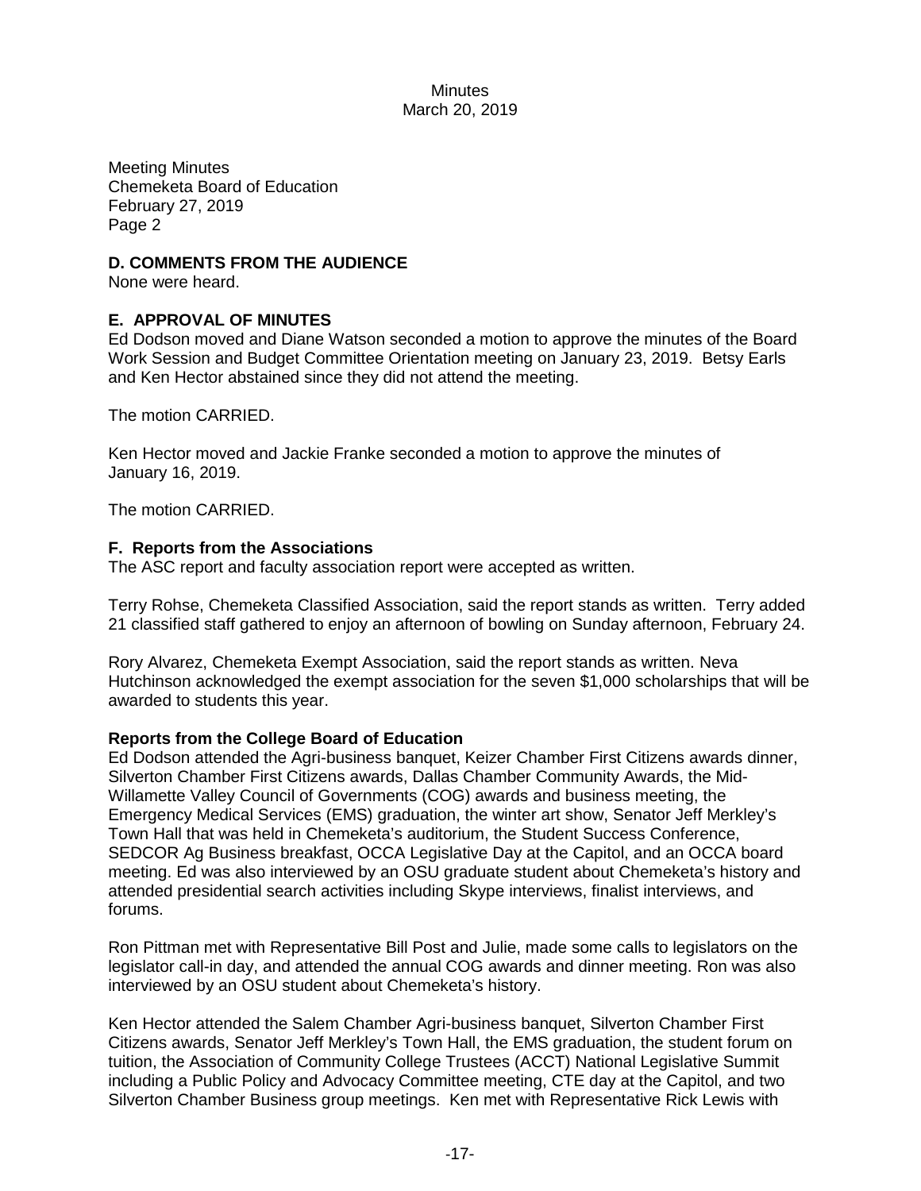Meeting Minutes
Chemeketa Board of Education
February 27, 2019
Page 2

**D. COMMENTS FROM THE AUDIENCE**
None were heard.

**E. APPROVAL OF MINUTES**
Ed Dodson moved and Diane Watson seconded a motion to approve the minutes of the Board Work Session and Budget Committee Orientation meeting on January 23, 2019. Betsy Earls and Ken Hector abstained since they did not attend the meeting.

The motion CARRIED.

Ken Hector moved and Jackie Franke seconded a motion to approve the minutes of January 16, 2019.

The motion CARRIED.

**F. Reports from the Associations**
The ASC report and faculty association report were accepted as written.

Terry Rohse, Chemeketa Classified Association, said the report stands as written. Terry added 21 classified staff gathered to enjoy an afternoon of bowling on Sunday afternoon, February 24.

Rory Alvarez, Chemeketa Exempt Association, said the report stands as written. Neva Hutchinson acknowledged the exempt association for the seven $1,000 scholarships that will be awarded to students this year.

**Reports from the College Board of Education**
Ed Dodson attended the Agri-business banquet, Keizer Chamber First Citizens awards dinner, Silverton Chamber First Citizens awards, Dallas Chamber Community Awards, the Mid-Willamette Valley Council of Governments (COG) awards and business meeting, the Emergency Medical Services (EMS) graduation, the winter art show, Senator Jeff Merkley's Town Hall that was held in Chemeketa's auditorium, the Student Success Conference, SEDCOR Ag Business breakfast, OCCA Legislative Day at the Capitol, and an OCCA board meeting. Ed was also interviewed by an OSU graduate student about Chemeketa's history and attended presidential search activities including Skype interviews, finalist interviews, and forums.

Ron Pittman met with Representative Bill Post and Julie, made some calls to legislators on the legislator call-in day, and attended the annual COG awards and dinner meeting. Ron was also interviewed by an OSU student about Chemeketa's history.

Ken Hector attended the Salem Chamber Agri-business banquet, Silverton Chamber First Citizens awards, Senator Jeff Merkley's Town Hall, the EMS graduation, the student forum on tuition, the Association of Community College Trustees (ACCT) National Legislative Summit including a Public Policy and Advocacy Committee meeting, CTE day at the Capitol, and two Silverton Chamber Business group meetings. Ken met with Representative Rick Lewis with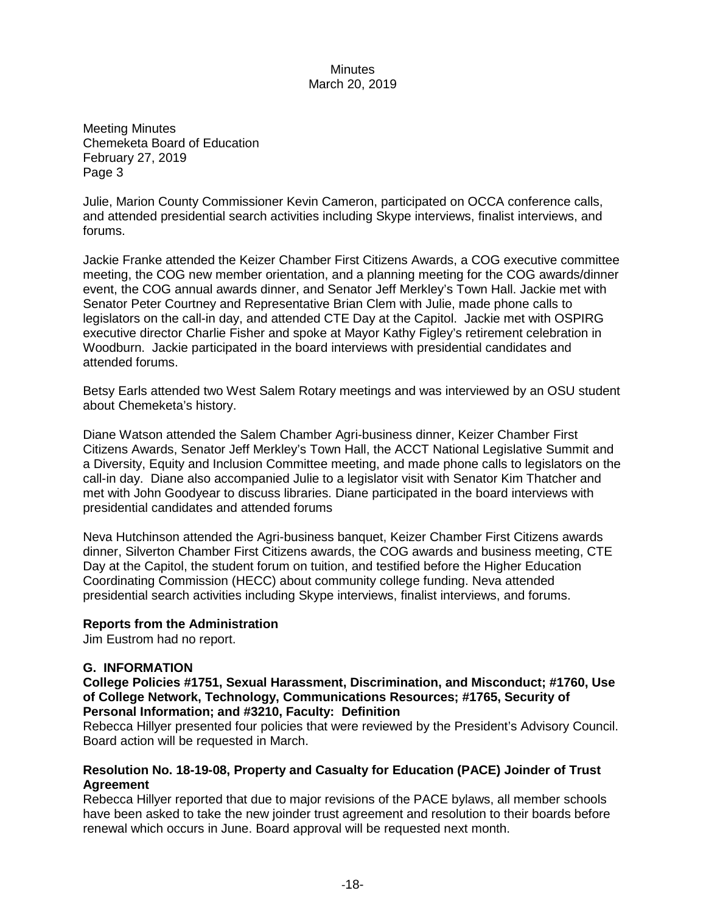Meeting Minutes
Chemeketa Board of Education
February 27, 2019
Page 3

Julie, Marion County Commissioner Kevin Cameron, participated on OCCA conference calls, and attended presidential search activities including Skype interviews, finalist interviews, and forums.

Jackie Franke attended the Keizer Chamber First Citizens Awards, a COG executive committee meeting, the COG new member orientation, and a planning meeting for the COG awards/dinner event, the COG annual awards dinner, and Senator Jeff Merkley's Town Hall. Jackie met with Senator Peter Courtney and Representative Brian Clem with Julie, made phone calls to legislators on the call-in day, and attended CTE Day at the Capitol. Jackie met with OSPIRG executive director Charlie Fisher and spoke at Mayor Kathy Figley's retirement celebration in Woodburn. Jackie participated in the board interviews with presidential candidates and attended forums.

Betsy Earls attended two West Salem Rotary meetings and was interviewed by an OSU student about Chemeketa's history.

Diane Watson attended the Salem Chamber Agri-business dinner, Keizer Chamber First Citizens Awards, Senator Jeff Merkley's Town Hall, the ACCT National Legislative Summit and a Diversity, Equity and Inclusion Committee meeting, and made phone calls to legislators on the call-in day. Diane also accompanied Julie to a legislator visit with Senator Kim Thatcher and met with John Goodyear to discuss libraries. Diane participated in the board interviews with presidential candidates and attended forums

Neva Hutchinson attended the Agri-business banquet, Keizer Chamber First Citizens awards dinner, Silverton Chamber First Citizens awards, the COG awards and business meeting, CTE Day at the Capitol, the student forum on tuition, and testified before the Higher Education Coordinating Commission (HECC) about community college funding. Neva attended presidential search activities including Skype interviews, finalist interviews, and forums.

**Reports from the Administration**
Jim Eustrom had no report.

## G. INFORMATION

**College Policies #1751, Sexual Harassment, Discrimination, and Misconduct; #1760, Use of College Network, Technology, Communications Resources; #1765, Security of Personal Information; and #3210, Faculty: Definition**
Rebecca Hillyer presented four policies that were reviewed by the President's Advisory Council. Board action will be requested in March.

**Resolution No. 18-19-08, Property and Casualty for Education (PACE) Joinder of Trust Agreement**
Rebecca Hillyer reported that due to major revisions of the PACE bylaws, all member schools have been asked to take the new joinder trust agreement and resolution to their boards before renewal which occurs in June. Board approval will be requested next month.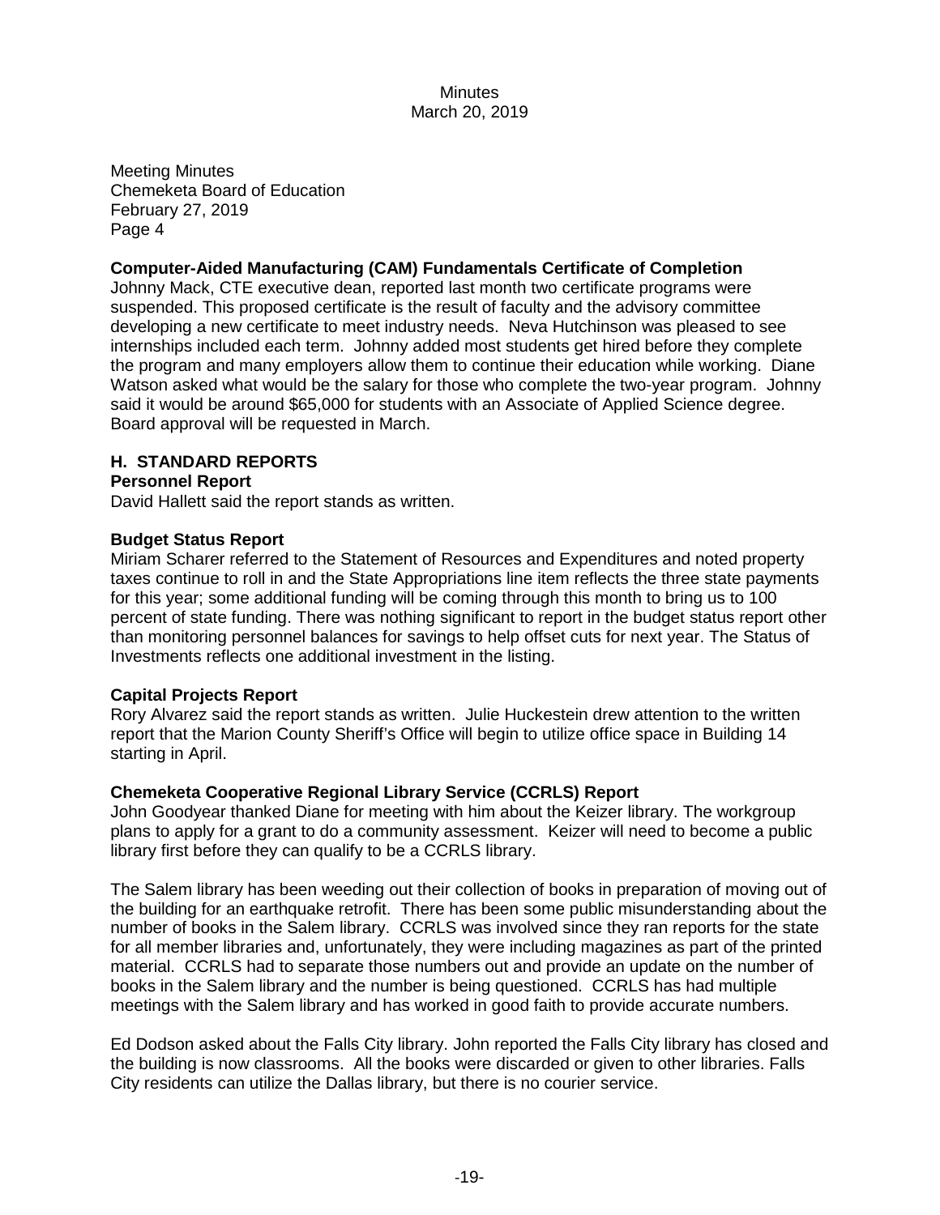Meeting Minutes
Chemeketa Board of Education
February 27, 2019
Page 4

**Computer-Aided Manufacturing (CAM) Fundamentals Certificate of Completion**

Johnny Mack, CTE executive dean, reported last month two certificate programs were suspended. This proposed certificate is the result of faculty and the advisory committee developing a new certificate to meet industry needs. Neva Hutchinson was pleased to see internships included each term. Johnny added most students get hired before they complete the program and many employers allow them to continue their education while working. Diane Watson asked what would be the salary for those who complete the two-year program. Johnny said it would be around $65,000 for students with an Associate of Applied Science degree. Board approval will be requested in March.

## H. STANDARD REPORTS

**Personnel Report**

David Hallett said the report stands as written.

**Budget Status Report**

Miriam Scharer referred to the Statement of Resources and Expenditures and noted property taxes continue to roll in and the State Appropriations line item reflects the three state payments for this year; some additional funding will be coming through this month to bring us to 100 percent of state funding. There was nothing significant to report in the budget status report other than monitoring personnel balances for savings to help offset cuts for next year. The Status of Investments reflects one additional investment in the listing.

**Capital Projects Report**

Rory Alvarez said the report stands as written. Julie Huckestein drew attention to the written report that the Marion County Sheriff's Office will begin to utilize office space in Building 14 starting in April.

**Chemeketa Cooperative Regional Library Service (CCRLS) Report**

John Goodyear thanked Diane for meeting with him about the Keizer library. The workgroup plans to apply for a grant to do a community assessment. Keizer will need to become a public library first before they can qualify to be a CCRLS library.

The Salem library has been weeding out their collection of books in preparation of moving out of the building for an earthquake retrofit. There has been some public misunderstanding about the number of books in the Salem library. CCRLS was involved since they ran reports for the state for all member libraries and, unfortunately, they were including magazines as part of the printed material. CCRLS had to separate those numbers out and provide an update on the number of books in the Salem library and the number is being questioned. CCRLS has had multiple meetings with the Salem library and has worked in good faith to provide accurate numbers.

Ed Dodson asked about the Falls City library. John reported the Falls City library has closed and the building is now classrooms. All the books were discarded or given to other libraries. Falls City residents can utilize the Dallas library, but there is no courier service.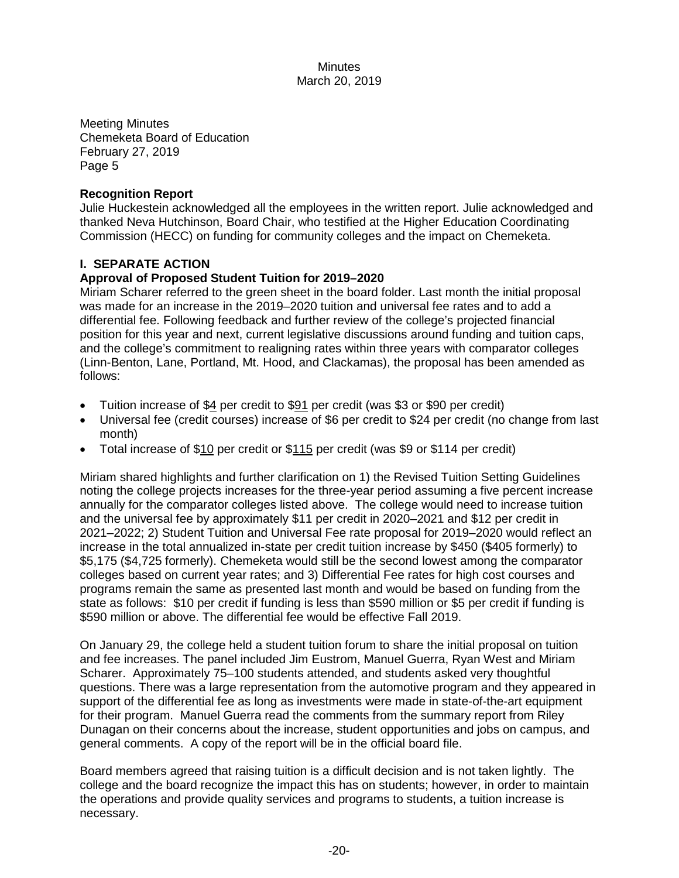Meeting Minutes
Chemeketa Board of Education
February 27, 2019
Page 5

**Recognition Report**
Julie Huckestein acknowledged all the employees in the written report. Julie acknowledged and thanked Neva Hutchinson, Board Chair, who testified at the Higher Education Coordinating Commission (HECC) on funding for community colleges and the impact on Chemeketa.

**I. SEPARATE ACTION**

**Approval of Proposed Student Tuition for 2019–2020**
Miriam Scharer referred to the green sheet in the board folder. Last month the initial proposal was made for an increase in the 2019–2020 tuition and universal fee rates and to add a differential fee. Following feedback and further review of the college's projected financial position for this year and next, current legislative discussions around funding and tuition caps, and the college's commitment to realigning rates within three years with comparator colleges (Linn-Benton, Lane, Portland, Mt. Hood, and Clackamas), the proposal has been amended as follows:

- Tuition increase of $4 per credit to $91 per credit (was $3 or $90 per credit)
- Universal fee (credit courses) increase of $6 per credit to $24 per credit (no change from last month)
- Total increase of $10 per credit or $115 per credit (was $9 or $114 per credit)

Miriam shared highlights and further clarification on 1) the Revised Tuition Setting Guidelines noting the college projects increases for the three-year period assuming a five percent increase annually for the comparator colleges listed above. The college would need to increase tuition and the universal fee by approximately $11 per credit in 2020–2021 and $12 per credit in 2021–2022; 2) Student Tuition and Universal Fee rate proposal for 2019–2020 would reflect an increase in the total annualized in-state per credit tuition increase by $450 ($405 formerly) to $5,175 ($4,725 formerly). Chemeketa would still be the second lowest among the comparator colleges based on current year rates; and 3) Differential Fee rates for high cost courses and programs remain the same as presented last month and would be based on funding from the state as follows: $10 per credit if funding is less than $590 million or $5 per credit if funding is $590 million or above. The differential fee would be effective Fall 2019.

On January 29, the college held a student tuition forum to share the initial proposal on tuition and fee increases. The panel included Jim Eustrom, Manuel Guerra, Ryan West and Miriam Scharer. Approximately 75–100 students attended, and students asked very thoughtful questions. There was a large representation from the automotive program and they appeared in support of the differential fee as long as investments were made in state-of-the-art equipment for their program. Manuel Guerra read the comments from the summary report from Riley Dunagan on their concerns about the increase, student opportunities and jobs on campus, and general comments. A copy of the report will be in the official board file.

Board members agreed that raising tuition is a difficult decision and is not taken lightly. The college and the board recognize the impact this has on students; however, in order to maintain the operations and provide quality services and programs to students, a tuition increase is necessary.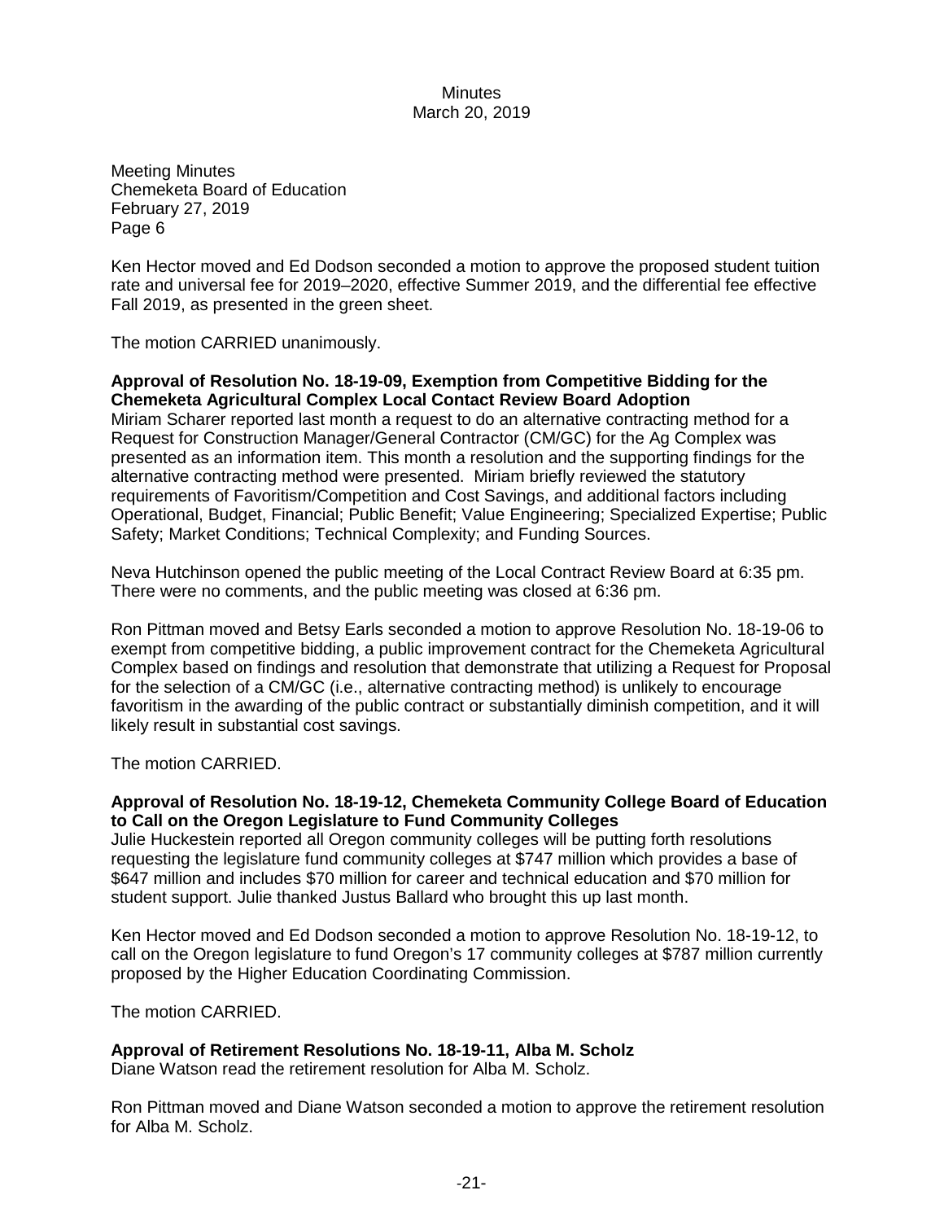Meeting Minutes
Chemeketa Board of Education
February 27, 2019
Page 6

Ken Hector moved and Ed Dodson seconded a motion to approve the proposed student tuition rate and universal fee for 2019–2020, effective Summer 2019, and the differential fee effective Fall 2019, as presented in the green sheet.

The motion CARRIED unanimously.

**Approval of Resolution No. 18-19-09, Exemption from Competitive Bidding for the Chemeketa Agricultural Complex Local Contact Review Board Adoption**

Miriam Scharer reported last month a request to do an alternative contracting method for a Request for Construction Manager/General Contractor (CM/GC) for the Ag Complex was presented as an information item. This month a resolution and the supporting findings for the alternative contracting method were presented. Miriam briefly reviewed the statutory requirements of Favoritism/Competition and Cost Savings, and additional factors including Operational, Budget, Financial; Public Benefit; Value Engineering; Specialized Expertise; Public Safety; Market Conditions; Technical Complexity; and Funding Sources.

Neva Hutchinson opened the public meeting of the Local Contract Review Board at 6:35 pm. There were no comments, and the public meeting was closed at 6:36 pm.

Ron Pittman moved and Betsy Earls seconded a motion to approve Resolution No. 18-19-06 to exempt from competitive bidding, a public improvement contract for the Chemeketa Agricultural Complex based on findings and resolution that demonstrate that utilizing a Request for Proposal for the selection of a CM/GC (i.e., alternative contracting method) is unlikely to encourage favoritism in the awarding of the public contract or substantially diminish competition, and it will likely result in substantial cost savings.

The motion CARRIED.

**Approval of Resolution No. 18-19-12, Chemeketa Community College Board of Education to Call on the Oregon Legislature to Fund Community Colleges**

Julie Huckestein reported all Oregon community colleges will be putting forth resolutions requesting the legislature fund community colleges at $747 million which provides a base of $647 million and includes $70 million for career and technical education and $70 million for student support. Julie thanked Justus Ballard who brought this up last month.

Ken Hector moved and Ed Dodson seconded a motion to approve Resolution No. 18-19-12, to call on the Oregon legislature to fund Oregon's 17 community colleges at $787 million currently proposed by the Higher Education Coordinating Commission.

The motion CARRIED.

**Approval of Retirement Resolutions No. 18-19-11, Alba M. Scholz**

Diane Watson read the retirement resolution for Alba M. Scholz.

Ron Pittman moved and Diane Watson seconded a motion to approve the retirement resolution for Alba M. Scholz.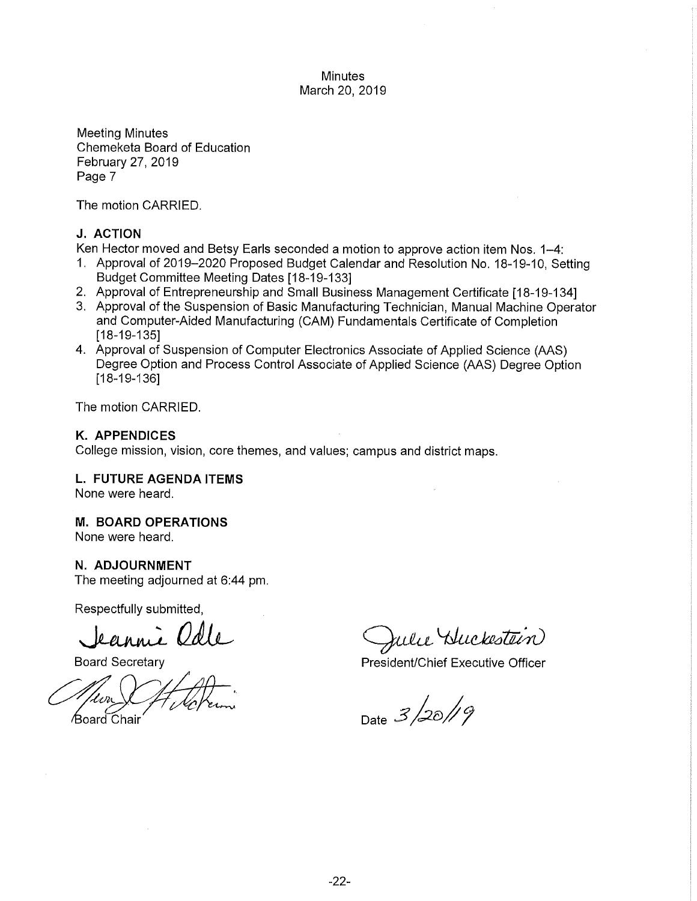Meeting Minutes
Chemeketa Board of Education
February 27, 2019
Page 7

The motion CARRIED.

### J. ACTION

Ken Hector moved and Betsy Earls seconded a motion to approve action item Nos. 1–4:

1. Approval of 2019–2020 Proposed Budget Calendar and Resolution No. 18-19-10, Setting Budget Committee Meeting Dates [18-19-133]
2. Approval of Entrepreneurship and Small Business Management Certificate [18-19-134]
3. Approval of the Suspension of Basic Manufacturing Technician, Manual Machine Operator and Computer-Aided Manufacturing (CAM) Fundamentals Certificate of Completion [18-19-135]
4. Approval of Suspension of Computer Electronics Associate of Applied Science (AAS) Degree Option and Process Control Associate of Applied Science (AAS) Degree Option [18-19-136]

The motion CARRIED.

### K. APPENDICES

College mission, vision, core themes, and values; campus and district maps.

### L. FUTURE AGENDA ITEMS

None were heard.

### M. BOARD OPERATIONS

None were heard.

### N. ADJOURNMENT

The meeting adjourned at 6:44 pm.

Respectfully submitted,

Jeannie Odle

Board Secretary

Julie Huckestein

President/Chief Executive Officer

Board Chair

Date 3/20/19